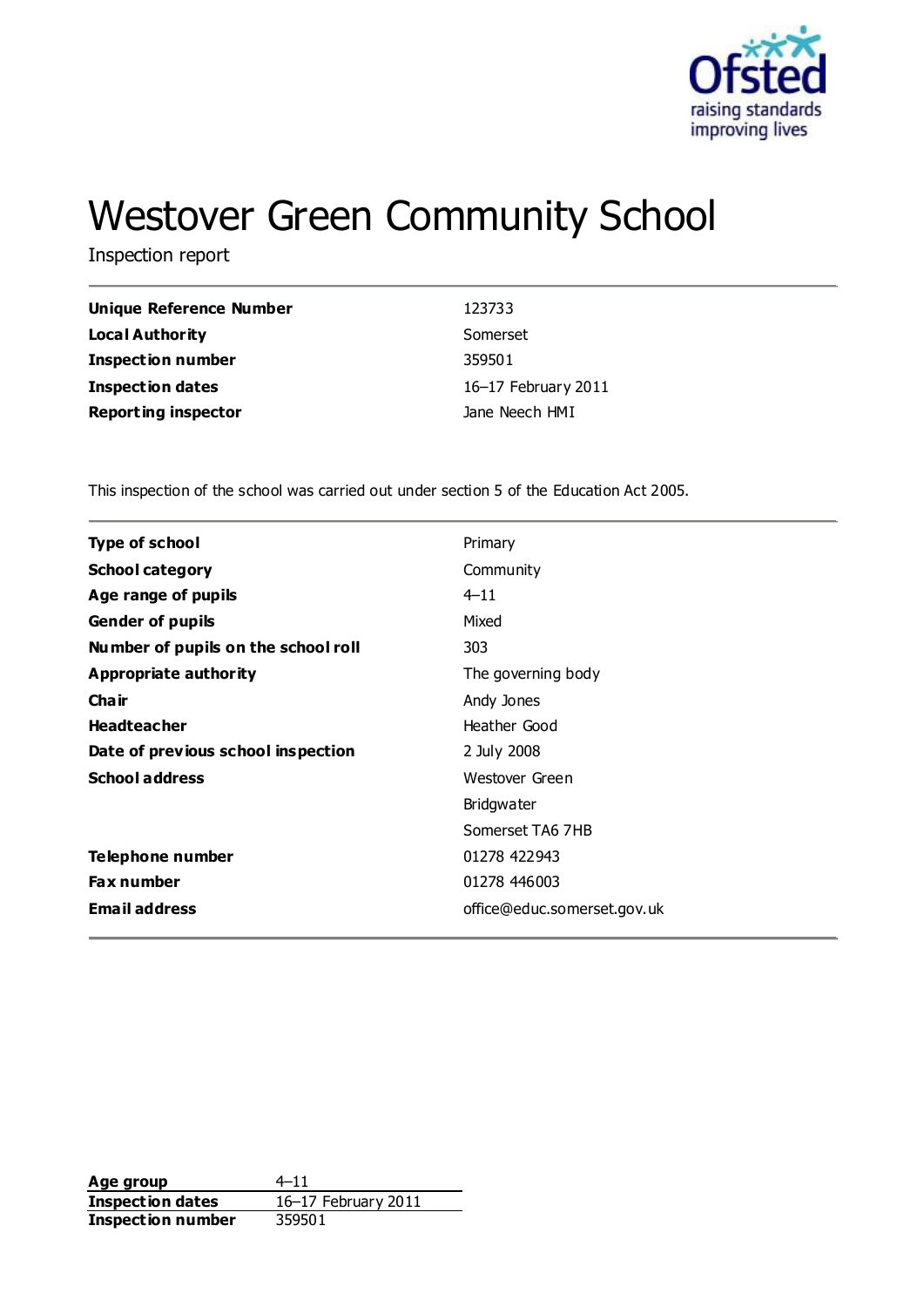# Westover Green Community School

Inspection report

| | |
|---|---|
| **Unique Reference Number** | 123733 |
| **Local Authority** | Somerset |
| **Inspection number** | 359501 |
| **Inspection dates** | 16–17 February 2011 |
| **Reporting inspector** | Jane Neech HMI |

This inspection of the school was carried out under section 5 of the Education Act 2005.

| | |
|---|---|
| **Type of school** | Primary |
| **School category** | Community |
| **Age range of pupils** | 4–11 |
| **Gender of pupils** | Mixed |
| **Number of pupils on the school roll** | 303 |
| **Appropriate authority** | The governing body |
| **Chair** | Andy Jones |
| **Headteacher** | Heather Good |
| **Date of previous school inspection** | 2 July 2008 |
| **School address** | Westover Green<br>Bridgwater<br>Somerset TA6 7HB |
| **Telephone number** | 01278 422943 |
| **Fax number** | 01278 446003 |
| **Email address** | office@educ.somerset.gov.uk |

| | |
|---|---|
| **Age group** | 4–11 |
| **Inspection dates** | 16–17 February 2011 |
| **Inspection number** | 359501 |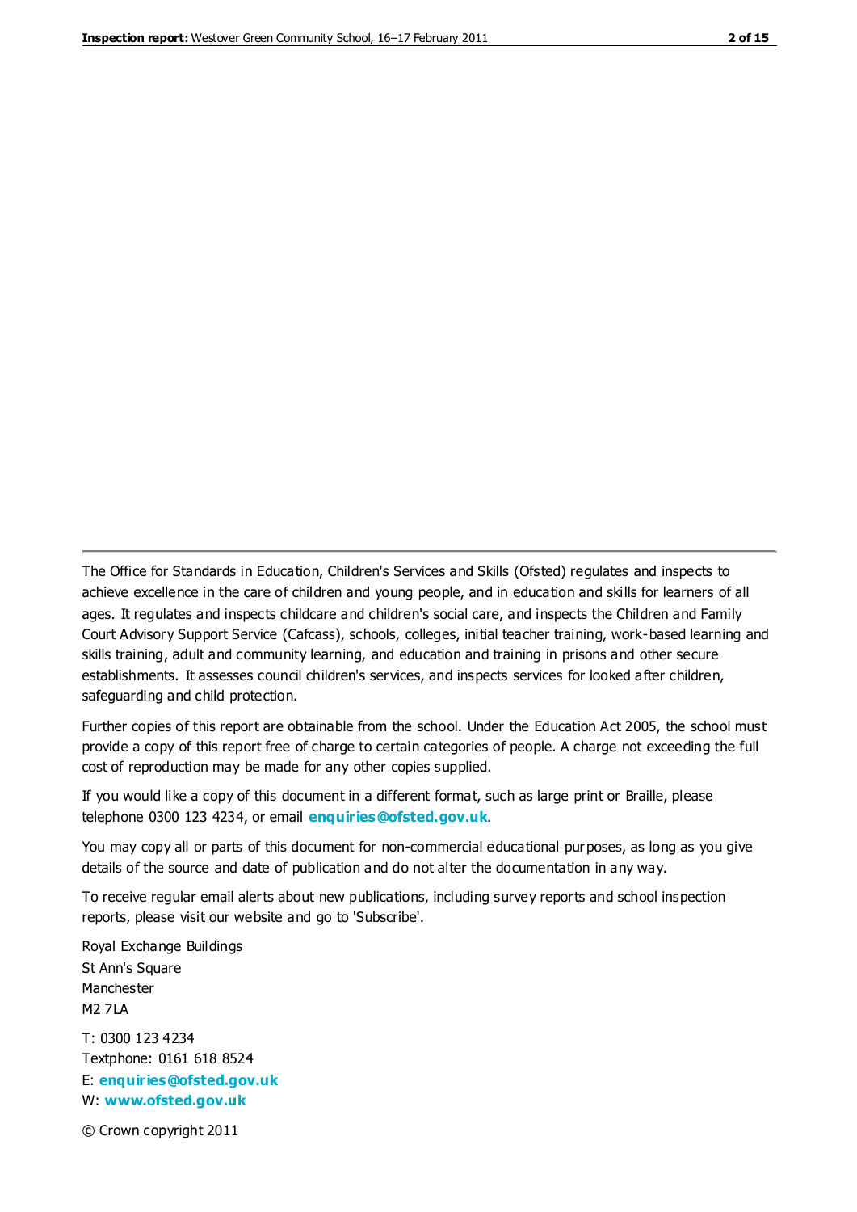The Office for Standards in Education, Children's Services and Skills (Ofsted) regulates and inspects to achieve excellence in the care of children and young people, and in education and skills for learners of all ages. It regulates and inspects childcare and children's social care, and inspects the Children and Family Court Advisory Support Service (Cafcass), schools, colleges, initial teacher training, work-based learning and skills training, adult and community learning, and education and training in prisons and other secure establishments. It assesses council children's services, and inspects services for looked after children, safeguarding and child protection.

Further copies of this report are obtainable from the school. Under the Education Act 2005, the school must provide a copy of this report free of charge to certain categories of people. A charge not exceeding the full cost of reproduction may be made for any other copies supplied.

If you would like a copy of this document in a different format, such as large print or Braille, please telephone 0300 123 4234, or email **enquiries@ofsted.gov.uk**.

You may copy all or parts of this document for non-commercial educational purposes, as long as you give details of the source and date of publication and do not alter the documentation in any way.

To receive regular email alerts about new publications, including survey reports and school inspection reports, please visit our website and go to 'Subscribe'.

Royal Exchange Buildings
St Ann's Square
Manchester
M2 7LA

T: 0300 123 4234
Textphone: 0161 618 8524
E: **enquiries@ofsted.gov.uk**
W: **www.ofsted.gov.uk**

© Crown copyright 2011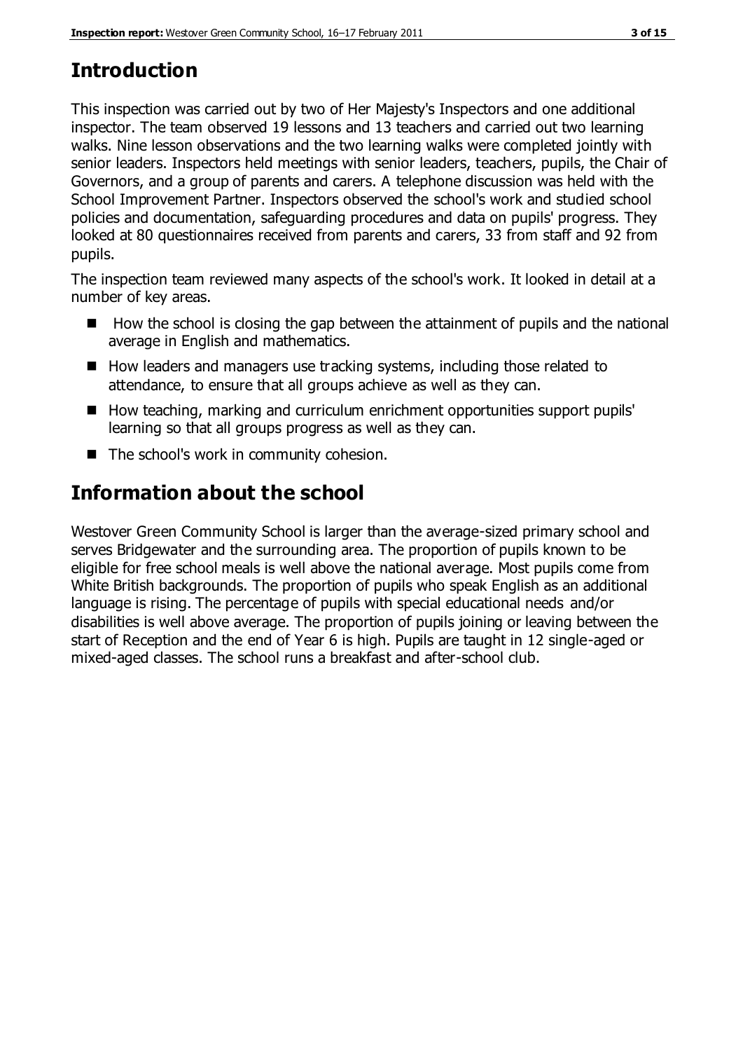## Introduction

This inspection was carried out by two of Her Majesty's Inspectors and one additional inspector. The team observed 19 lessons and 13 teachers and carried out two learning walks. Nine lesson observations and the two learning walks were completed jointly with senior leaders. Inspectors held meetings with senior leaders, teachers, pupils, the Chair of Governors, and a group of parents and carers. A telephone discussion was held with the School Improvement Partner. Inspectors observed the school's work and studied school policies and documentation, safeguarding procedures and data on pupils' progress. They looked at 80 questionnaires received from parents and carers, 33 from staff and 92 from pupils.

The inspection team reviewed many aspects of the school's work. It looked in detail at a number of key areas.

- How the school is closing the gap between the attainment of pupils and the national average in English and mathematics.
- How leaders and managers use tracking systems, including those related to attendance, to ensure that all groups achieve as well as they can.
- How teaching, marking and curriculum enrichment opportunities support pupils' learning so that all groups progress as well as they can.
- The school's work in community cohesion.

## Information about the school

Westover Green Community School is larger than the average-sized primary school and serves Bridgewater and the surrounding area. The proportion of pupils known to be eligible for free school meals is well above the national average. Most pupils come from White British backgrounds. The proportion of pupils who speak English as an additional language is rising. The percentage of pupils with special educational needs and/or disabilities is well above average. The proportion of pupils joining or leaving between the start of Reception and the end of Year 6 is high. Pupils are taught in 12 single-aged or mixed-aged classes. The school runs a breakfast and after-school club.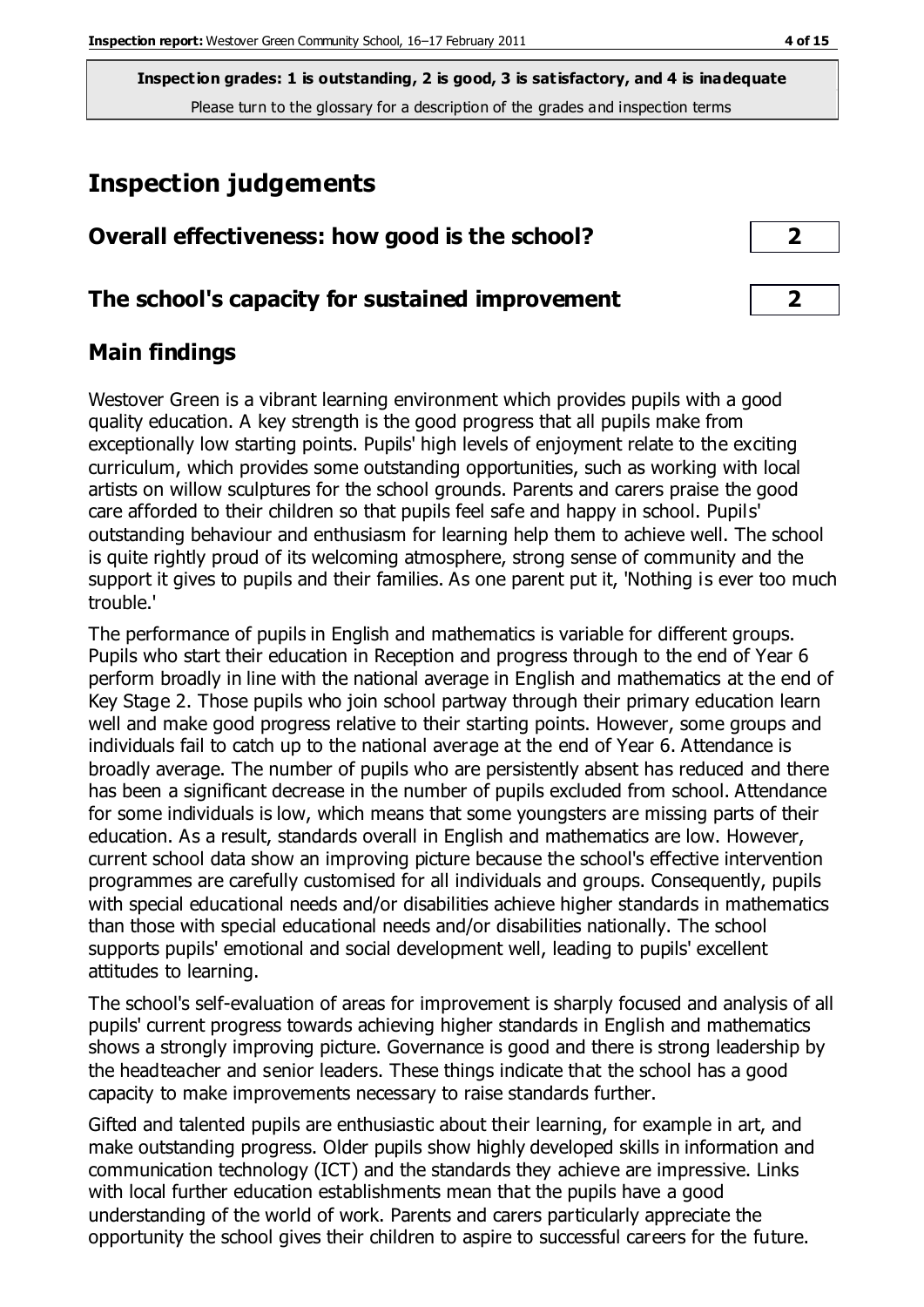**Inspection grades: 1 is outstanding, 2 is good, 3 is satisfactory, and 4 is inadequate**
Please turn to the glossary for a description of the grades and inspection terms

# Inspection judgements

## Overall effectiveness: how good is the school? **2**

## The school's capacity for sustained improvement **2**

## Main findings

Westover Green is a vibrant learning environment which provides pupils with a good quality education. A key strength is the good progress that all pupils make from exceptionally low starting points. Pupils' high levels of enjoyment relate to the exciting curriculum, which provides some outstanding opportunities, such as working with local artists on willow sculptures for the school grounds. Parents and carers praise the good care afforded to their children so that pupils feel safe and happy in school. Pupils' outstanding behaviour and enthusiasm for learning help them to achieve well. The school is quite rightly proud of its welcoming atmosphere, strong sense of community and the support it gives to pupils and their families. As one parent put it, 'Nothing is ever too much trouble.'

The performance of pupils in English and mathematics is variable for different groups. Pupils who start their education in Reception and progress through to the end of Year 6 perform broadly in line with the national average in English and mathematics at the end of Key Stage 2. Those pupils who join school partway through their primary education learn well and make good progress relative to their starting points. However, some groups and individuals fail to catch up to the national average at the end of Year 6. Attendance is broadly average. The number of pupils who are persistently absent has reduced and there has been a significant decrease in the number of pupils excluded from school. Attendance for some individuals is low, which means that some youngsters are missing parts of their education. As a result, standards overall in English and mathematics are low. However, current school data show an improving picture because the school's effective intervention programmes are carefully customised for all individuals and groups. Consequently, pupils with special educational needs and/or disabilities achieve higher standards in mathematics than those with special educational needs and/or disabilities nationally. The school supports pupils' emotional and social development well, leading to pupils' excellent attitudes to learning.

The school's self-evaluation of areas for improvement is sharply focused and analysis of all pupils' current progress towards achieving higher standards in English and mathematics shows a strongly improving picture. Governance is good and there is strong leadership by the headteacher and senior leaders. These things indicate that the school has a good capacity to make improvements necessary to raise standards further.

Gifted and talented pupils are enthusiastic about their learning, for example in art, and make outstanding progress. Older pupils show highly developed skills in information and communication technology (ICT) and the standards they achieve are impressive. Links with local further education establishments mean that the pupils have a good understanding of the world of work. Parents and carers particularly appreciate the opportunity the school gives their children to aspire to successful careers for the future.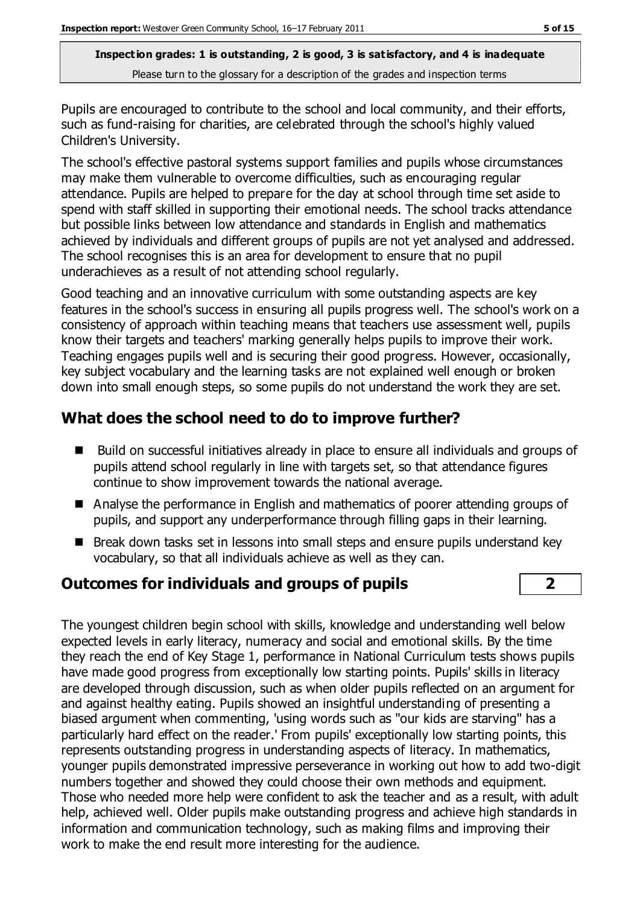Inspection grades: 1 is outstanding, 2 is good, 3 is satisfactory, and 4 is inadequate

Please turn to the glossary for a description of the grades and inspection terms

Pupils are encouraged to contribute to the school and local community, and their efforts, such as fund-raising for charities, are celebrated through the school's highly valued Children's University.

The school's effective pastoral systems support families and pupils whose circumstances may make them vulnerable to overcome difficulties, such as encouraging regular attendance. Pupils are helped to prepare for the day at school through time set aside to spend with staff skilled in supporting their emotional needs. The school tracks attendance but possible links between low attendance and standards in English and mathematics achieved by individuals and different groups of pupils are not yet analysed and addressed. The school recognises this is an area for development to ensure that no pupil underachieves as a result of not attending school regularly.

Good teaching and an innovative curriculum with some outstanding aspects are key features in the school's success in ensuring all pupils progress well. The school's work on a consistency of approach within teaching means that teachers use assessment well, pupils know their targets and teachers' marking generally helps pupils to improve their work. Teaching engages pupils well and is securing their good progress. However, occasionally, key subject vocabulary and the learning tasks are not explained well enough or broken down into small enough steps, so some pupils do not understand the work they are set.

## What does the school need to do to improve further?

- Build on successful initiatives already in place to ensure all individuals and groups of pupils attend school regularly in line with targets set, so that attendance figures continue to show improvement towards the national average.
- Analyse the performance in English and mathematics of poorer attending groups of pupils, and support any underperformance through filling gaps in their learning.
- Break down tasks set in lessons into small steps and ensure pupils understand key vocabulary, so that all individuals achieve as well as they can.

## Outcomes for individuals and groups of pupils — 2

The youngest children begin school with skills, knowledge and understanding well below expected levels in early literacy, numeracy and social and emotional skills. By the time they reach the end of Key Stage 1, performance in National Curriculum tests shows pupils have made good progress from exceptionally low starting points. Pupils' skills in literacy are developed through discussion, such as when older pupils reflected on an argument for and against healthy eating. Pupils showed an insightful understanding of presenting a biased argument when commenting, 'using words such as "our kids are starving" has a particularly hard effect on the reader.' From pupils' exceptionally low starting points, this represents outstanding progress in understanding aspects of literacy. In mathematics, younger pupils demonstrated impressive perseverance in working out how to add two-digit numbers together and showed they could choose their own methods and equipment. Those who needed more help were confident to ask the teacher and as a result, with adult help, achieved well. Older pupils make outstanding progress and achieve high standards in information and communication technology, such as making films and improving their work to make the end result more interesting for the audience.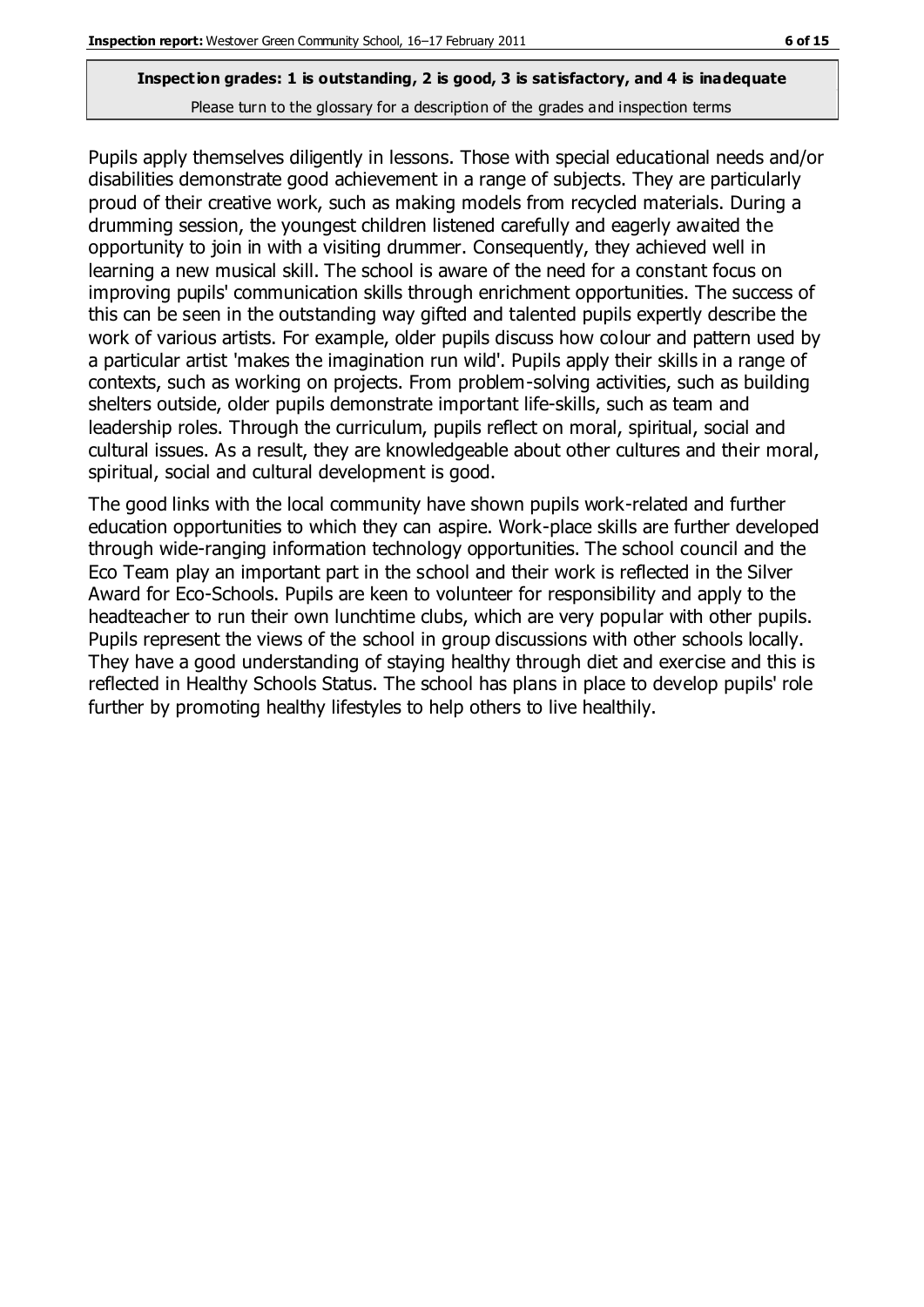**Inspection grades: 1 is outstanding, 2 is good, 3 is satisfactory, and 4 is inadequate**

Please turn to the glossary for a description of the grades and inspection terms

Pupils apply themselves diligently in lessons. Those with special educational needs and/or disabilities demonstrate good achievement in a range of subjects. They are particularly proud of their creative work, such as making models from recycled materials. During a drumming session, the youngest children listened carefully and eagerly awaited the opportunity to join in with a visiting drummer. Consequently, they achieved well in learning a new musical skill. The school is aware of the need for a constant focus on improving pupils' communication skills through enrichment opportunities. The success of this can be seen in the outstanding way gifted and talented pupils expertly describe the work of various artists. For example, older pupils discuss how colour and pattern used by a particular artist 'makes the imagination run wild'. Pupils apply their skills in a range of contexts, such as working on projects. From problem-solving activities, such as building shelters outside, older pupils demonstrate important life-skills, such as team and leadership roles. Through the curriculum, pupils reflect on moral, spiritual, social and cultural issues. As a result, they are knowledgeable about other cultures and their moral, spiritual, social and cultural development is good.

The good links with the local community have shown pupils work-related and further education opportunities to which they can aspire. Work-place skills are further developed through wide-ranging information technology opportunities. The school council and the Eco Team play an important part in the school and their work is reflected in the Silver Award for Eco-Schools. Pupils are keen to volunteer for responsibility and apply to the headteacher to run their own lunchtime clubs, which are very popular with other pupils. Pupils represent the views of the school in group discussions with other schools locally. They have a good understanding of staying healthy through diet and exercise and this is reflected in Healthy Schools Status. The school has plans in place to develop pupils' role further by promoting healthy lifestyles to help others to live healthily.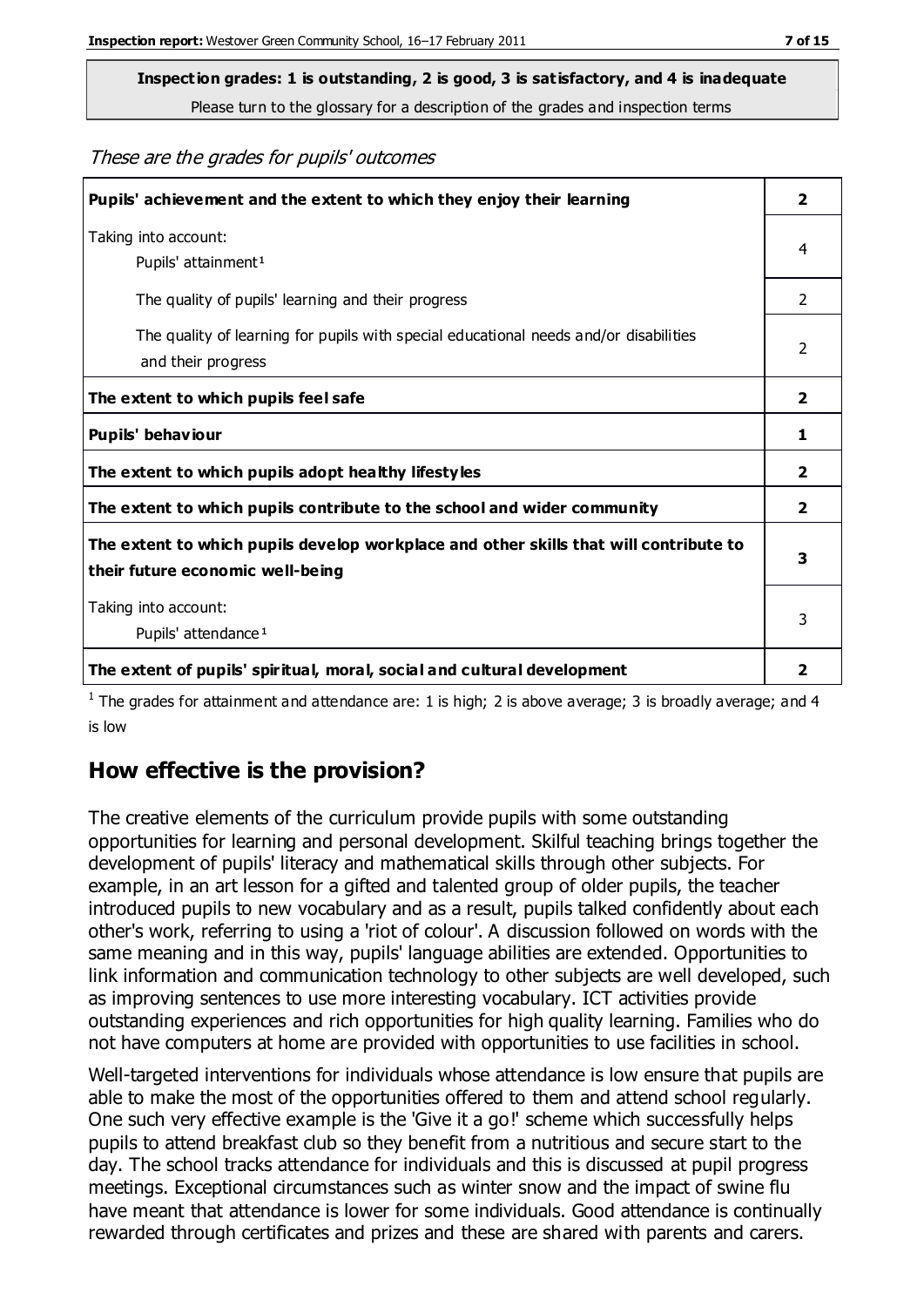**Inspection grades: 1 is outstanding, 2 is good, 3 is satisfactory, and 4 is inadequate**

Please turn to the glossary for a description of the grades and inspection terms

*These are the grades for pupils' outcomes*

| | |
|---|---|
| **Pupils' achievement and the extent to which they enjoy their learning** | **2** |
| Taking into account: Pupils' attainment[1] | 4 |
| The quality of pupils' learning and their progress | 2 |
| The quality of learning for pupils with special educational needs and/or disabilities and their progress | 2 |
| **The extent to which pupils feel safe** | **2** |
| **Pupils' behaviour** | **1** |
| **The extent to which pupils adopt healthy lifestyles** | **2** |
| **The extent to which pupils contribute to the school and wider community** | **2** |
| **The extent to which pupils develop workplace and other skills that will contribute to their future economic well-being** | **3** |
| Taking into account: Pupils' attendance[1] | 3 |
| **The extent of pupils' spiritual, moral, social and cultural development** | **2** |

[1] The grades for attainment and attendance are: 1 is high; 2 is above average; 3 is broadly average; and 4 is low

## How effective is the provision?

The creative elements of the curriculum provide pupils with some outstanding opportunities for learning and personal development. Skilful teaching brings together the development of pupils' literacy and mathematical skills through other subjects. For example, in an art lesson for a gifted and talented group of older pupils, the teacher introduced pupils to new vocabulary and as a result, pupils talked confidently about each other's work, referring to using a 'riot of colour'. A discussion followed on words with the same meaning and in this way, pupils' language abilities are extended. Opportunities to link information and communication technology to other subjects are well developed, such as improving sentences to use more interesting vocabulary. ICT activities provide outstanding experiences and rich opportunities for high quality learning. Families who do not have computers at home are provided with opportunities to use facilities in school.

Well-targeted interventions for individuals whose attendance is low ensure that pupils are able to make the most of the opportunities offered to them and attend school regularly. One such very effective example is the 'Give it a go!' scheme which successfully helps pupils to attend breakfast club so they benefit from a nutritious and secure start to the day. The school tracks attendance for individuals and this is discussed at pupil progress meetings. Exceptional circumstances such as winter snow and the impact of swine flu have meant that attendance is lower for some individuals. Good attendance is continually rewarded through certificates and prizes and these are shared with parents and carers.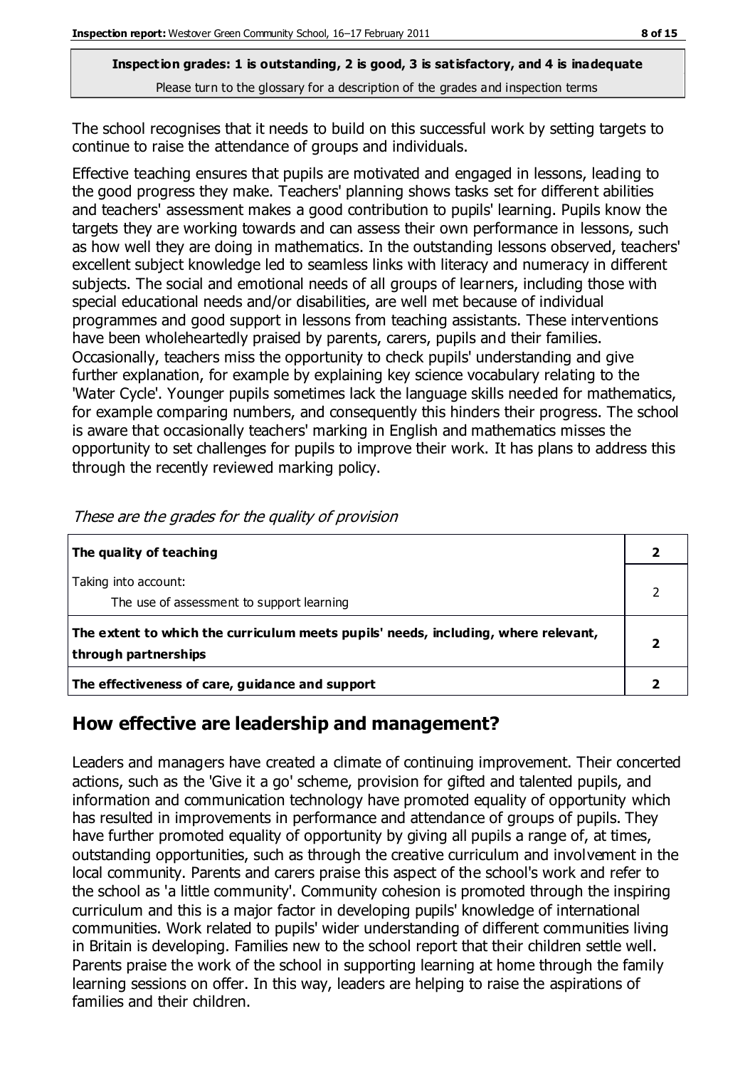**Inspection grades: 1 is outstanding, 2 is good, 3 is satisfactory, and 4 is inadequate**
Please turn to the glossary for a description of the grades and inspection terms

The school recognises that it needs to build on this successful work by setting targets to continue to raise the attendance of groups and individuals.

Effective teaching ensures that pupils are motivated and engaged in lessons, leading to the good progress they make. Teachers' planning shows tasks set for different abilities and teachers' assessment makes a good contribution to pupils' learning. Pupils know the targets they are working towards and can assess their own performance in lessons, such as how well they are doing in mathematics. In the outstanding lessons observed, teachers' excellent subject knowledge led to seamless links with literacy and numeracy in different subjects. The social and emotional needs of all groups of learners, including those with special educational needs and/or disabilities, are well met because of individual programmes and good support in lessons from teaching assistants. These interventions have been wholeheartedly praised by parents, carers, pupils and their families. Occasionally, teachers miss the opportunity to check pupils' understanding and give further explanation, for example by explaining key science vocabulary relating to the 'Water Cycle'. Younger pupils sometimes lack the language skills needed for mathematics, for example comparing numbers, and consequently this hinders their progress. The school is aware that occasionally teachers' marking in English and mathematics misses the opportunity to set challenges for pupils to improve their work. It has plans to address this through the recently reviewed marking policy.

*These are the grades for the quality of provision*

| | |
|---|---|
| **The quality of teaching** | **2** |
| Taking into account:<br>The use of assessment to support learning | 2 |
| **The extent to which the curriculum meets pupils' needs, including, where relevant, through partnerships** | **2** |
| **The effectiveness of care, guidance and support** | **2** |

## How effective are leadership and management?

Leaders and managers have created a climate of continuing improvement. Their concerted actions, such as the 'Give it a go' scheme, provision for gifted and talented pupils, and information and communication technology have promoted equality of opportunity which has resulted in improvements in performance and attendance of groups of pupils. They have further promoted equality of opportunity by giving all pupils a range of, at times, outstanding opportunities, such as through the creative curriculum and involvement in the local community. Parents and carers praise this aspect of the school's work and refer to the school as 'a little community'. Community cohesion is promoted through the inspiring curriculum and this is a major factor in developing pupils' knowledge of international communities. Work related to pupils' wider understanding of different communities living in Britain is developing. Families new to the school report that their children settle well. Parents praise the work of the school in supporting learning at home through the family learning sessions on offer. In this way, leaders are helping to raise the aspirations of families and their children.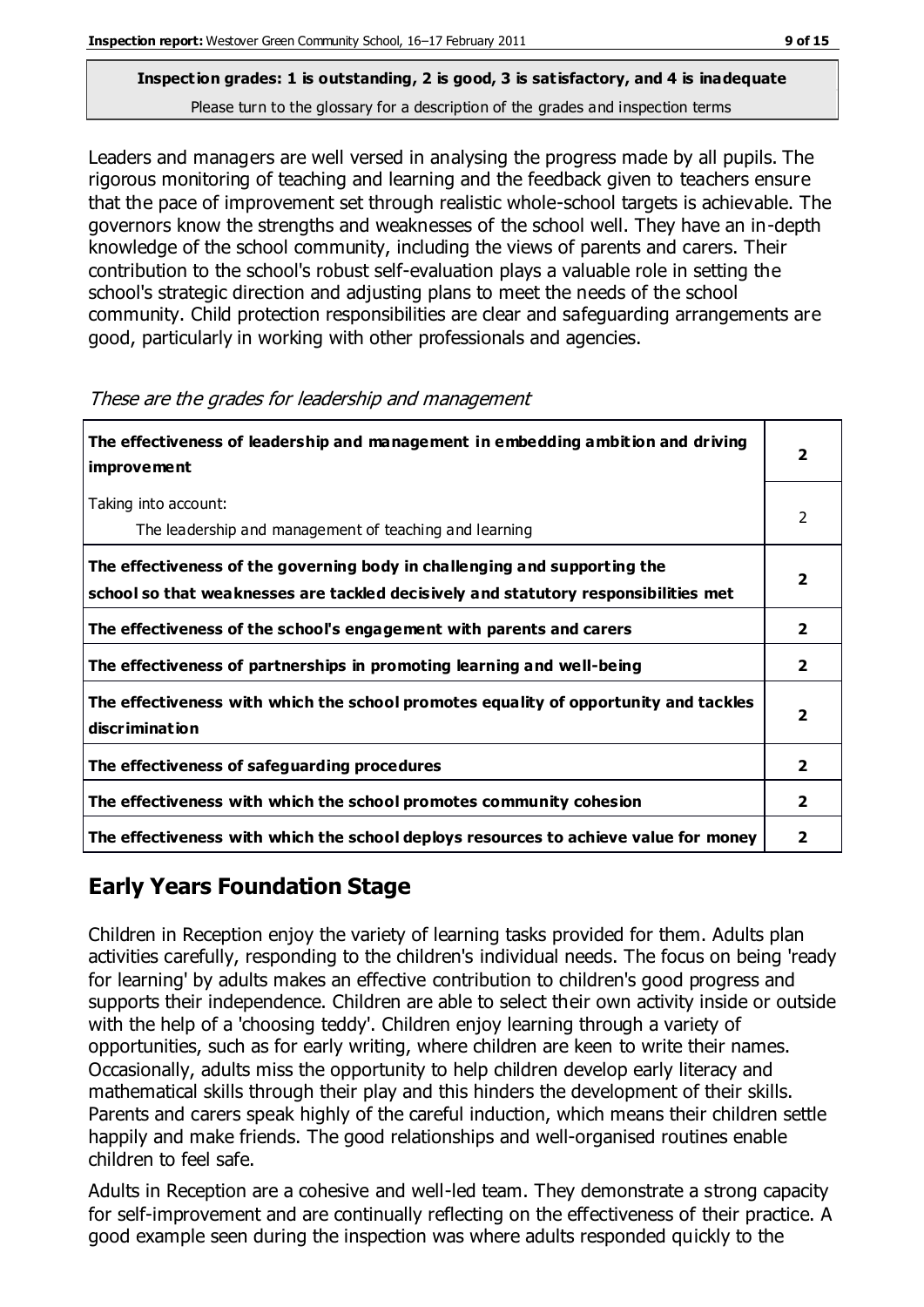**Inspection grades: 1 is outstanding, 2 is good, 3 is satisfactory, and 4 is inadequate**
Please turn to the glossary for a description of the grades and inspection terms

Leaders and managers are well versed in analysing the progress made by all pupils. The rigorous monitoring of teaching and learning and the feedback given to teachers ensure that the pace of improvement set through realistic whole-school targets is achievable. The governors know the strengths and weaknesses of the school well. They have an in-depth knowledge of the school community, including the views of parents and carers. Their contribution to the school's robust self-evaluation plays a valuable role in setting the school's strategic direction and adjusting plans to meet the needs of the school community. Child protection responsibilities are clear and safeguarding arrangements are good, particularly in working with other professionals and agencies.

*These are the grades for leadership and management*

| | |
|---|---|
| **The effectiveness of leadership and management in embedding ambition and driving improvement** | **2** |
| Taking into account:<br>The leadership and management of teaching and learning | 2 |
| **The effectiveness of the governing body in challenging and supporting the school so that weaknesses are tackled decisively and statutory responsibilities met** | **2** |
| **The effectiveness of the school's engagement with parents and carers** | **2** |
| **The effectiveness of partnerships in promoting learning and well-being** | **2** |
| **The effectiveness with which the school promotes equality of opportunity and tackles discrimination** | **2** |
| **The effectiveness of safeguarding procedures** | **2** |
| **The effectiveness with which the school promotes community cohesion** | **2** |
| **The effectiveness with which the school deploys resources to achieve value for money** | **2** |

## Early Years Foundation Stage

Children in Reception enjoy the variety of learning tasks provided for them. Adults plan activities carefully, responding to the children's individual needs. The focus on being 'ready for learning' by adults makes an effective contribution to children's good progress and supports their independence. Children are able to select their own activity inside or outside with the help of a 'choosing teddy'. Children enjoy learning through a variety of opportunities, such as for early writing, where children are keen to write their names. Occasionally, adults miss the opportunity to help children develop early literacy and mathematical skills through their play and this hinders the development of their skills. Parents and carers speak highly of the careful induction, which means their children settle happily and make friends. The good relationships and well-organised routines enable children to feel safe.

Adults in Reception are a cohesive and well-led team. They demonstrate a strong capacity for self-improvement and are continually reflecting on the effectiveness of their practice. A good example seen during the inspection was where adults responded quickly to the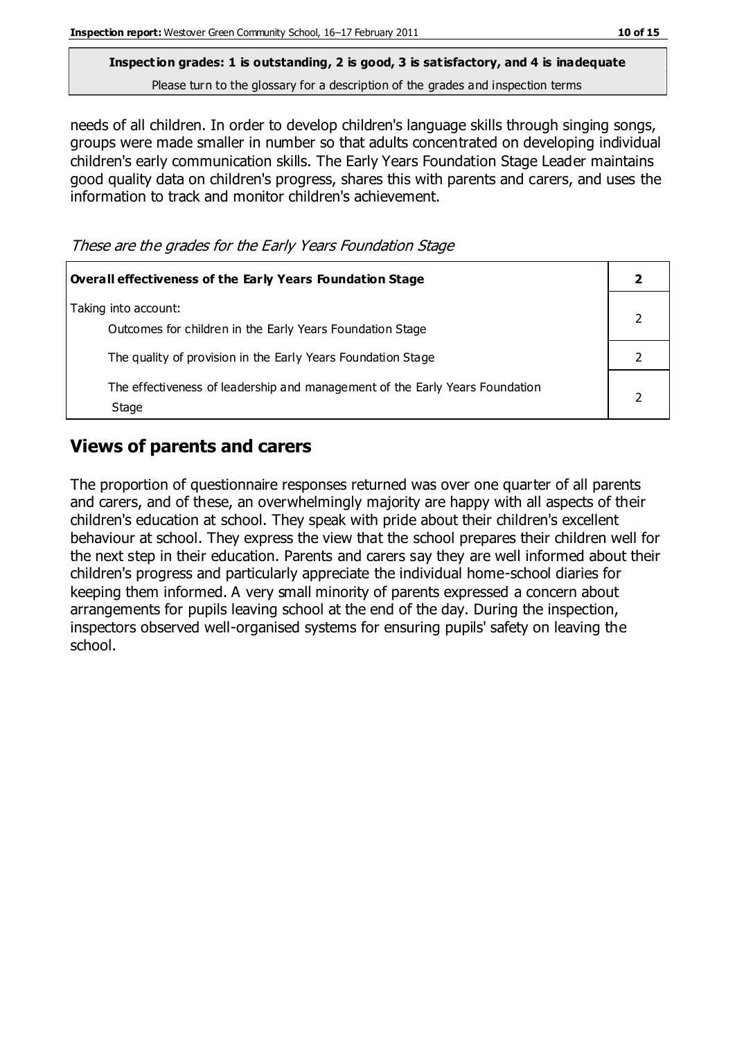**Inspection grades: 1 is outstanding, 2 is good, 3 is satisfactory, and 4 is inadequate**
Please turn to the glossary for a description of the grades and inspection terms

needs of all children. In order to develop children's language skills through singing songs, groups were made smaller in number so that adults concentrated on developing individual children's early communication skills. The Early Years Foundation Stage Leader maintains good quality data on children's progress, shares this with parents and carers, and uses the information to track and monitor children's achievement.

*These are the grades for the Early Years Foundation Stage*

| **Overall effectiveness of the Early Years Foundation Stage** | **2** |
|---|---|
| Taking into account: Outcomes for children in the Early Years Foundation Stage | 2 |
| The quality of provision in the Early Years Foundation Stage | 2 |
| The effectiveness of leadership and management of the Early Years Foundation Stage | 2 |

## Views of parents and carers

The proportion of questionnaire responses returned was over one quarter of all parents and carers, and of these, an overwhelmingly majority are happy with all aspects of their children's education at school. They speak with pride about their children's excellent behaviour at school. They express the view that the school prepares their children well for the next step in their education. Parents and carers say they are well informed about their children's progress and particularly appreciate the individual home-school diaries for keeping them informed. A very small minority of parents expressed a concern about arrangements for pupils leaving school at the end of the day. During the inspection, inspectors observed well-organised systems for ensuring pupils' safety on leaving the school.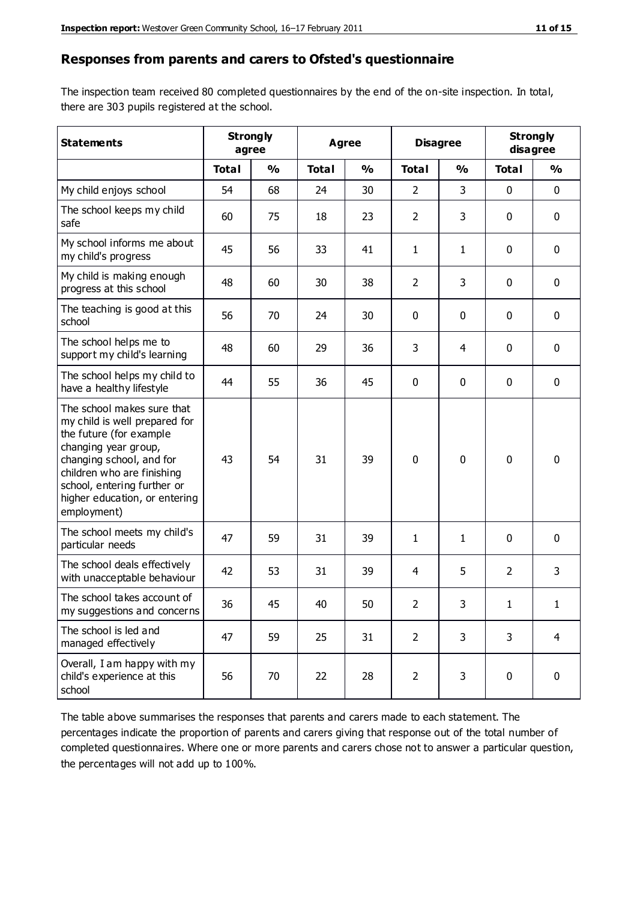## Responses from parents and carers to Ofsted's questionnaire

The inspection team received 80 completed questionnaires by the end of the on-site inspection. In total, there are 303 pupils registered at the school.

| Statements | Strongly agree | | Agree | | Disagree | | Strongly disagree | |
|---|---|---|---|---|---|---|---|---|
| | Total | % | Total | % | Total | % | Total | % |
| My child enjoys school | 54 | 68 | 24 | 30 | 2 | 3 | 0 | 0 |
| The school keeps my child safe | 60 | 75 | 18 | 23 | 2 | 3 | 0 | 0 |
| My school informs me about my child's progress | 45 | 56 | 33 | 41 | 1 | 1 | 0 | 0 |
| My child is making enough progress at this school | 48 | 60 | 30 | 38 | 2 | 3 | 0 | 0 |
| The teaching is good at this school | 56 | 70 | 24 | 30 | 0 | 0 | 0 | 0 |
| The school helps me to support my child's learning | 48 | 60 | 29 | 36 | 3 | 4 | 0 | 0 |
| The school helps my child to have a healthy lifestyle | 44 | 55 | 36 | 45 | 0 | 0 | 0 | 0 |
| The school makes sure that my child is well prepared for the future (for example changing year group, changing school, and for children who are finishing school, entering further or higher education, or entering employment) | 43 | 54 | 31 | 39 | 0 | 0 | 0 | 0 |
| The school meets my child's particular needs | 47 | 59 | 31 | 39 | 1 | 1 | 0 | 0 |
| The school deals effectively with unacceptable behaviour | 42 | 53 | 31 | 39 | 4 | 5 | 2 | 3 |
| The school takes account of my suggestions and concerns | 36 | 45 | 40 | 50 | 2 | 3 | 1 | 1 |
| The school is led and managed effectively | 47 | 59 | 25 | 31 | 2 | 3 | 3 | 4 |
| Overall, I am happy with my child's experience at this school | 56 | 70 | 22 | 28 | 2 | 3 | 0 | 0 |

The table above summarises the responses that parents and carers made to each statement. The percentages indicate the proportion of parents and carers giving that response out of the total number of completed questionnaires. Where one or more parents and carers chose not to answer a particular question, the percentages will not add up to 100%.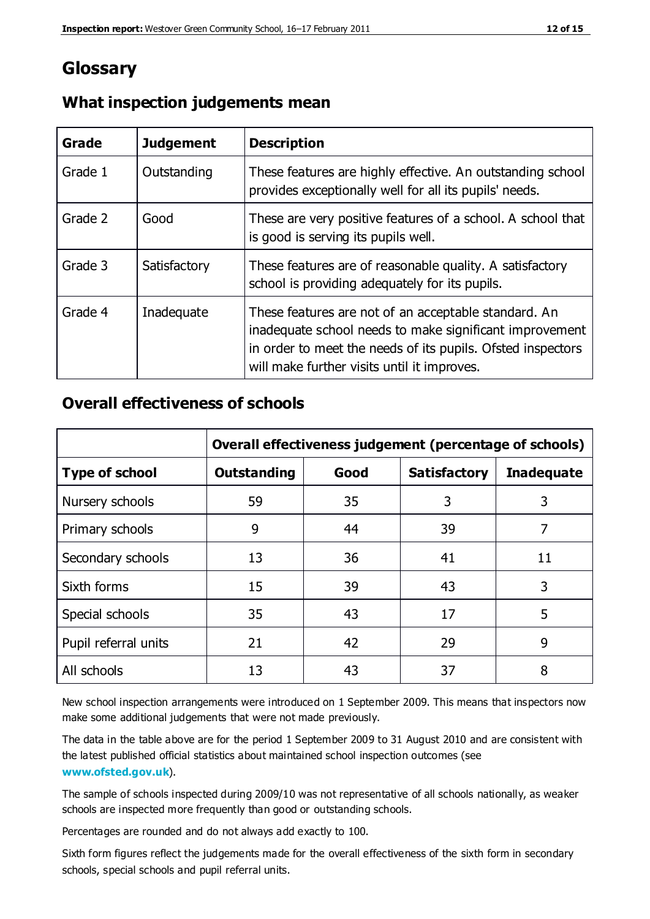# Glossary

## What inspection judgements mean

| Grade | Judgement | Description |
| --- | --- | --- |
| Grade 1 | Outstanding | These features are highly effective. An outstanding school provides exceptionally well for all its pupils' needs. |
| Grade 2 | Good | These are very positive features of a school. A school that is good is serving its pupils well. |
| Grade 3 | Satisfactory | These features are of reasonable quality. A satisfactory school is providing adequately for its pupils. |
| Grade 4 | Inadequate | These features are not of an acceptable standard. An inadequate school needs to make significant improvement in order to meet the needs of its pupils. Ofsted inspectors will make further visits until it improves. |

## Overall effectiveness of schools

| | Overall effectiveness judgement (percentage of schools) | | | |
| --- | --- | --- | --- | --- |
| **Type of school** | **Outstanding** | **Good** | **Satisfactory** | **Inadequate** |
| Nursery schools | 59 | 35 | 3 | 3 |
| Primary schools | 9 | 44 | 39 | 7 |
| Secondary schools | 13 | 36 | 41 | 11 |
| Sixth forms | 15 | 39 | 43 | 3 |
| Special schools | 35 | 43 | 17 | 5 |
| Pupil referral units | 21 | 42 | 29 | 9 |
| All schools | 13 | 43 | 37 | 8 |

New school inspection arrangements were introduced on 1 September 2009. This means that inspectors now make some additional judgements that were not made previously.

The data in the table above are for the period 1 September 2009 to 31 August 2010 and are consistent with the latest published official statistics about maintained school inspection outcomes (see **www.ofsted.gov.uk**).

The sample of schools inspected during 2009/10 was not representative of all schools nationally, as weaker schools are inspected more frequently than good or outstanding schools.

Percentages are rounded and do not always add exactly to 100.

Sixth form figures reflect the judgements made for the overall effectiveness of the sixth form in secondary schools, special schools and pupil referral units.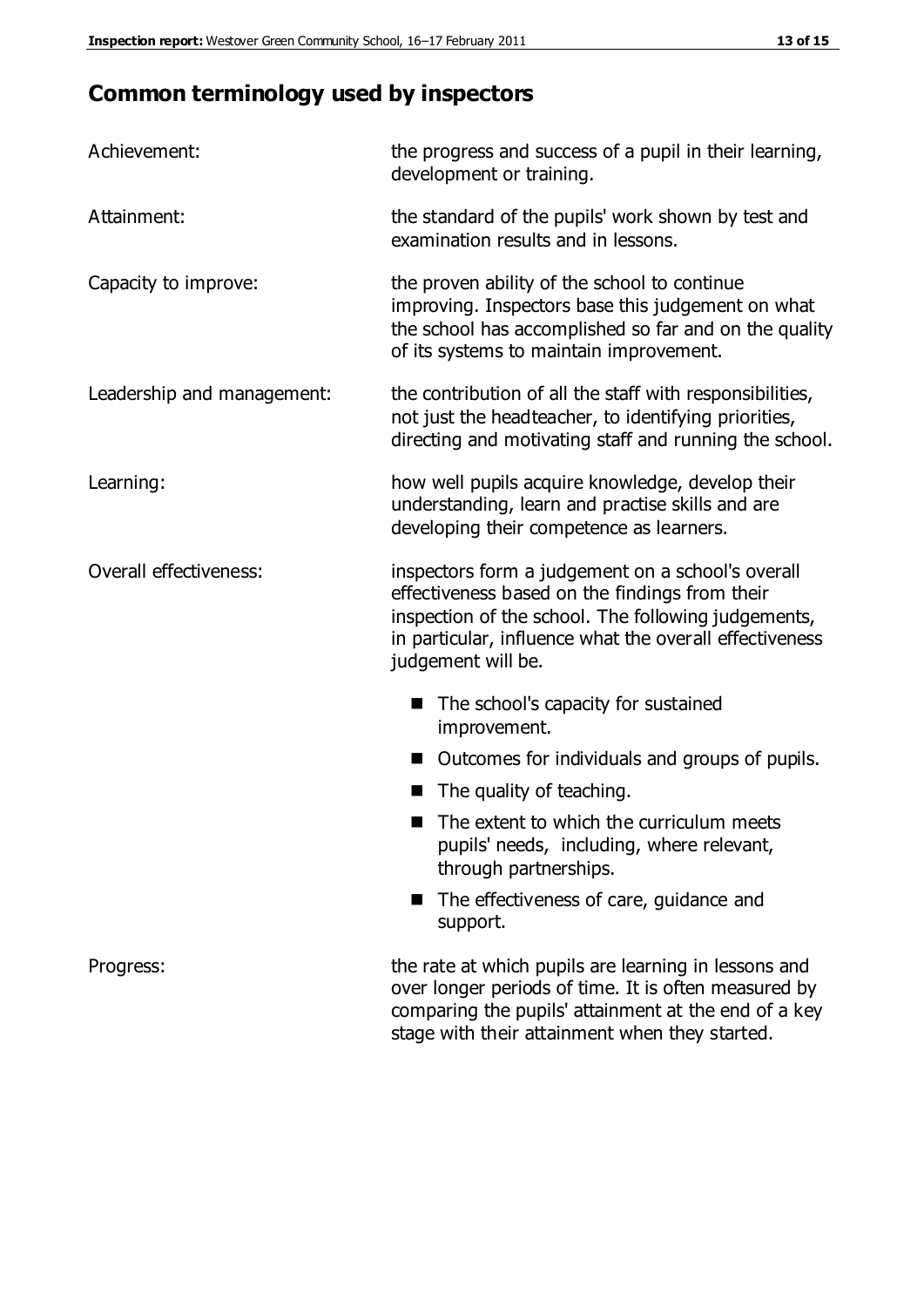## Common terminology used by inspectors

| | |
|---|---|
| Achievement: | the progress and success of a pupil in their learning, development or training. |
| Attainment: | the standard of the pupils' work shown by test and examination results and in lessons. |
| Capacity to improve: | the proven ability of the school to continue improving. Inspectors base this judgement on what the school has accomplished so far and on the quality of its systems to maintain improvement. |
| Leadership and management: | the contribution of all the staff with responsibilities, not just the headteacher, to identifying priorities, directing and motivating staff and running the school. |
| Learning: | how well pupils acquire knowledge, develop their understanding, learn and practise skills and are developing their competence as learners. |
| Overall effectiveness: | inspectors form a judgement on a school's overall effectiveness based on the findings from their inspection of the school. The following judgements, in particular, influence what the overall effectiveness judgement will be.<br>■ The school's capacity for sustained improvement.<br>■ Outcomes for individuals and groups of pupils.<br>■ The quality of teaching.<br>■ The extent to which the curriculum meets pupils' needs, including, where relevant, through partnerships.<br>■ The effectiveness of care, guidance and support. |
| Progress: | the rate at which pupils are learning in lessons and over longer periods of time. It is often measured by comparing the pupils' attainment at the end of a key stage with their attainment when they started. |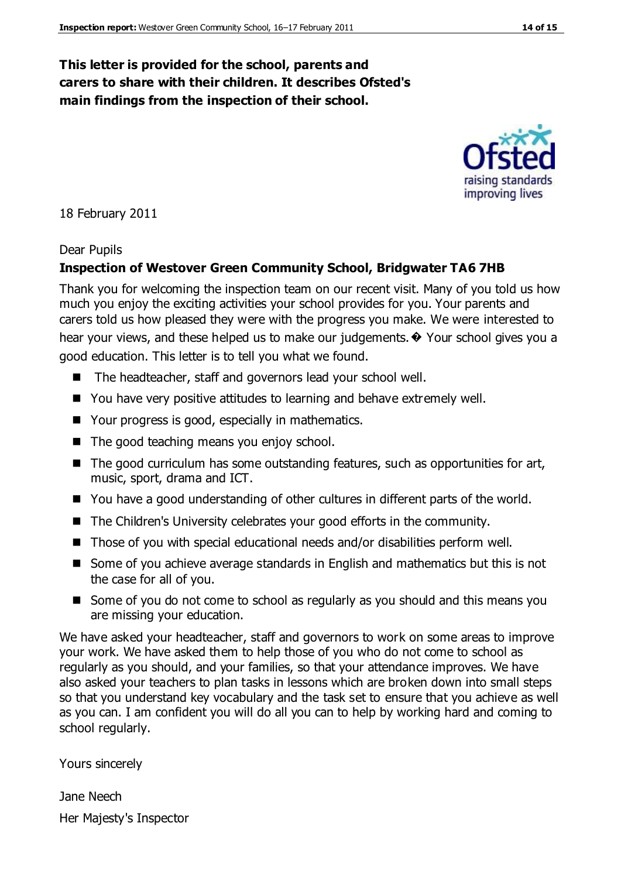**This letter is provided for the school, parents and carers to share with their children. It describes Ofsted's main findings from the inspection of their school.**

18 February 2011

Dear Pupils

**Inspection of Westover Green Community School, Bridgwater TA6 7HB**

Thank you for welcoming the inspection team on our recent visit. Many of you told us how much you enjoy the exciting activities your school provides for you. Your parents and carers told us how pleased they were with the progress you make. We were interested to hear your views, and these helped us to make our judgements.� Your school gives you a good education. This letter is to tell you what we found.

- The headteacher, staff and governors lead your school well.
- You have very positive attitudes to learning and behave extremely well.
- Your progress is good, especially in mathematics.
- The good teaching means you enjoy school.
- The good curriculum has some outstanding features, such as opportunities for art, music, sport, drama and ICT.
- You have a good understanding of other cultures in different parts of the world.
- The Children's University celebrates your good efforts in the community.
- Those of you with special educational needs and/or disabilities perform well.
- Some of you achieve average standards in English and mathematics but this is not the case for all of you.
- Some of you do not come to school as regularly as you should and this means you are missing your education.

We have asked your headteacher, staff and governors to work on some areas to improve your work. We have asked them to help those of you who do not come to school as regularly as you should, and your families, so that your attendance improves. We have also asked your teachers to plan tasks in lessons which are broken down into small steps so that you understand key vocabulary and the task set to ensure that you achieve as well as you can. I am confident you will do all you can to help by working hard and coming to school regularly.

Yours sincerely

Jane Neech

Her Majesty's Inspector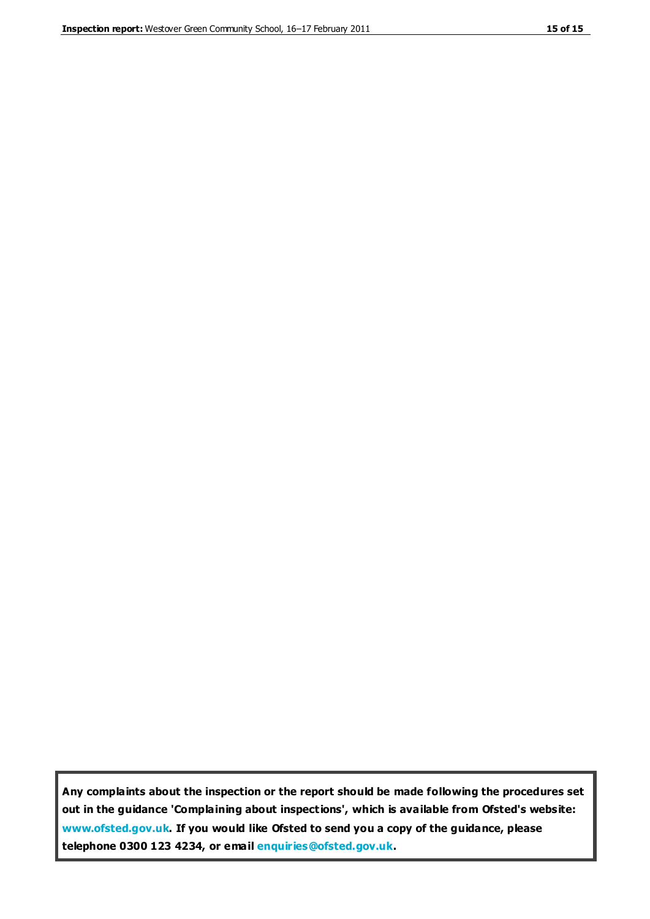**Any complaints about the inspection or the report should be made following the procedures set out in the guidance 'Complaining about inspections', which is available from Ofsted's website: www.ofsted.gov.uk. If you would like Ofsted to send you a copy of the guidance, please telephone 0300 123 4234, or email enquiries@ofsted.gov.uk.**